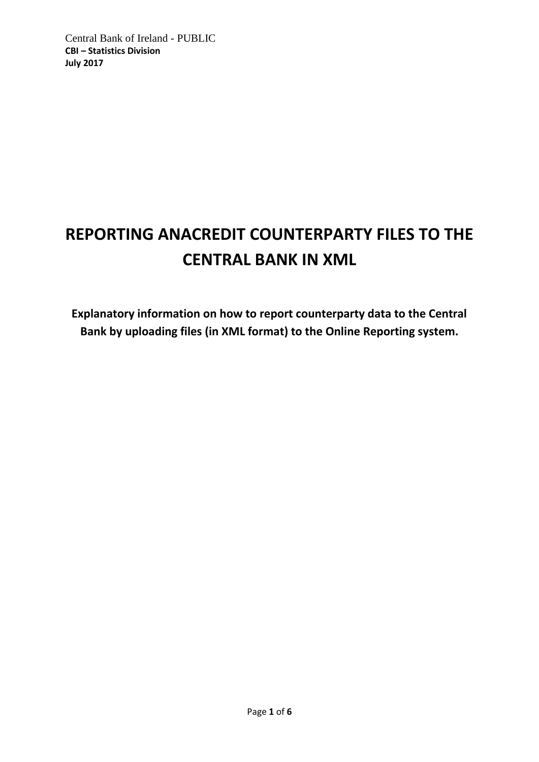Central Bank of Ireland - PUBLIC

**CBI – Statistics Division**

**July 2017**

# REPORTING ANACREDIT COUNTERPARTY FILES TO THE CENTRAL BANK IN XML

**Explanatory information on how to report counterparty data to the Central Bank by uploading files (in XML format) to the Online Reporting system.**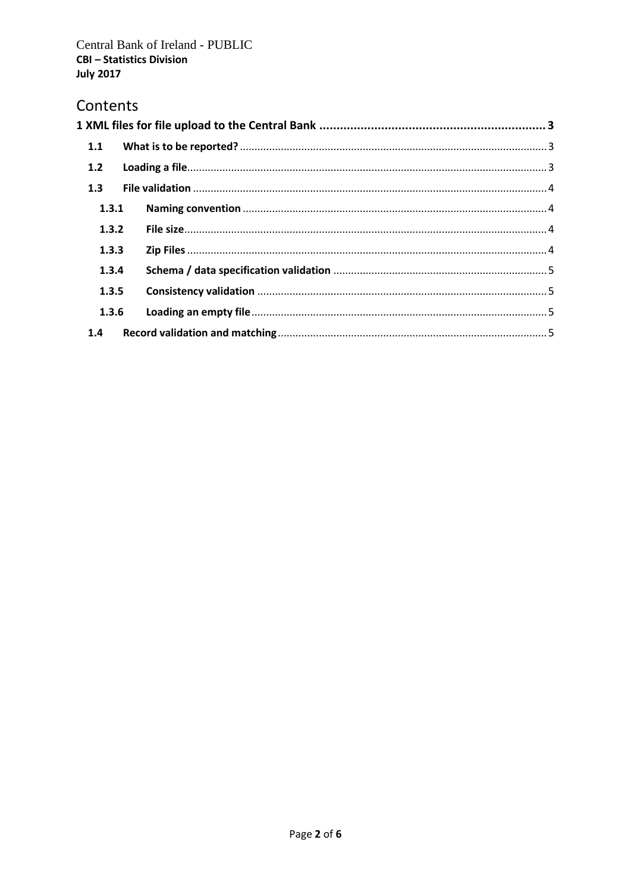Central Bank of Ireland - PUBLIC
**CBI – Statistics Division**
**July 2017**

# Contents

**1 XML files for file upload to the Central Bank** .................................................................. **3**

- **1.1 What is to be reported?** ........................................................................................................ 3
- **1.2 Loading a file** ........................................................................................................................ 3
- **1.3 File validation** ....................................................................................................................... 4
  - **1.3.1 Naming convention** ...................................................................................................... 4
  - **1.3.2 File size** .......................................................................................................................... 4
  - **1.3.3 Zip Files** ......................................................................................................................... 4
  - **1.3.4 Schema / data specification validation** ......................................................................... 5
  - **1.3.5 Consistency validation** .................................................................................................. 5
  - **1.3.6 Loading an empty file** .................................................................................................... 5
- **1.4 Record validation and matching** ........................................................................................... 5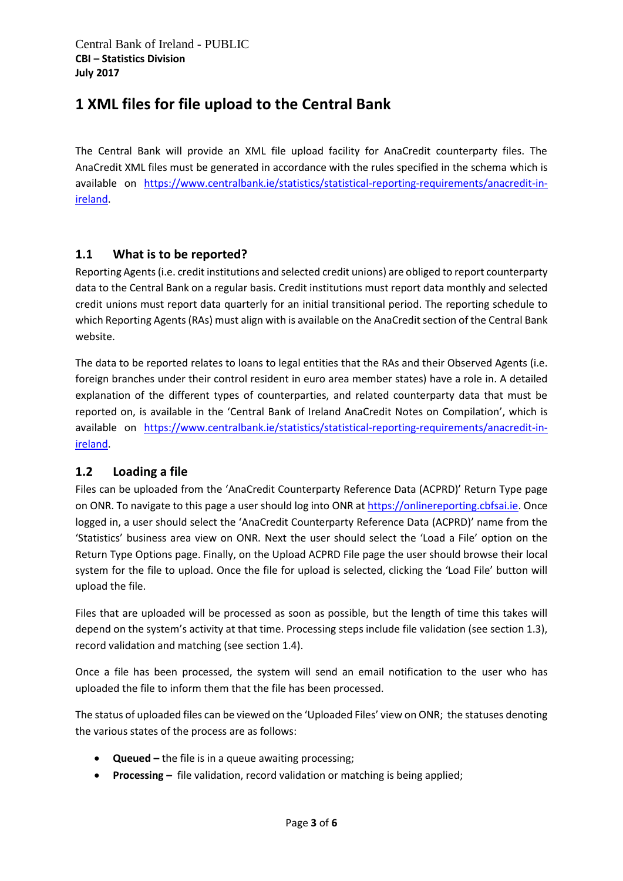# 1 XML files for file upload to the Central Bank

The Central Bank will provide an XML file upload facility for AnaCredit counterparty files. The AnaCredit XML files must be generated in accordance with the rules specified in the schema which is available on https://www.centralbank.ie/statistics/statistical-reporting-requirements/anacredit-in-ireland.

## 1.1 What is to be reported?

Reporting Agents (i.e. credit institutions and selected credit unions) are obliged to report counterparty data to the Central Bank on a regular basis. Credit institutions must report data monthly and selected credit unions must report data quarterly for an initial transitional period. The reporting schedule to which Reporting Agents (RAs) must align with is available on the AnaCredit section of the Central Bank website.

The data to be reported relates to loans to legal entities that the RAs and their Observed Agents (i.e. foreign branches under their control resident in euro area member states) have a role in. A detailed explanation of the different types of counterparties, and related counterparty data that must be reported on, is available in the 'Central Bank of Ireland AnaCredit Notes on Compilation', which is available on https://www.centralbank.ie/statistics/statistical-reporting-requirements/anacredit-in-ireland.

## 1.2 Loading a file

Files can be uploaded from the 'AnaCredit Counterparty Reference Data (ACPRD)' Return Type page on ONR. To navigate to this page a user should log into ONR at https://onlinereporting.cbfsai.ie. Once logged in, a user should select the 'AnaCredit Counterparty Reference Data (ACPRD)' name from the 'Statistics' business area view on ONR. Next the user should select the 'Load a File' option on the Return Type Options page. Finally, on the Upload ACPRD File page the user should browse their local system for the file to upload. Once the file for upload is selected, clicking the 'Load File' button will upload the file.

Files that are uploaded will be processed as soon as possible, but the length of time this takes will depend on the system's activity at that time. Processing steps include file validation (see section 1.3), record validation and matching (see section 1.4).

Once a file has been processed, the system will send an email notification to the user who has uploaded the file to inform them that the file has been processed.

The status of uploaded files can be viewed on the 'Uploaded Files' view on ONR; the statuses denoting the various states of the process are as follows:

- **Queued –** the file is in a queue awaiting processing;
- **Processing –** file validation, record validation or matching is being applied;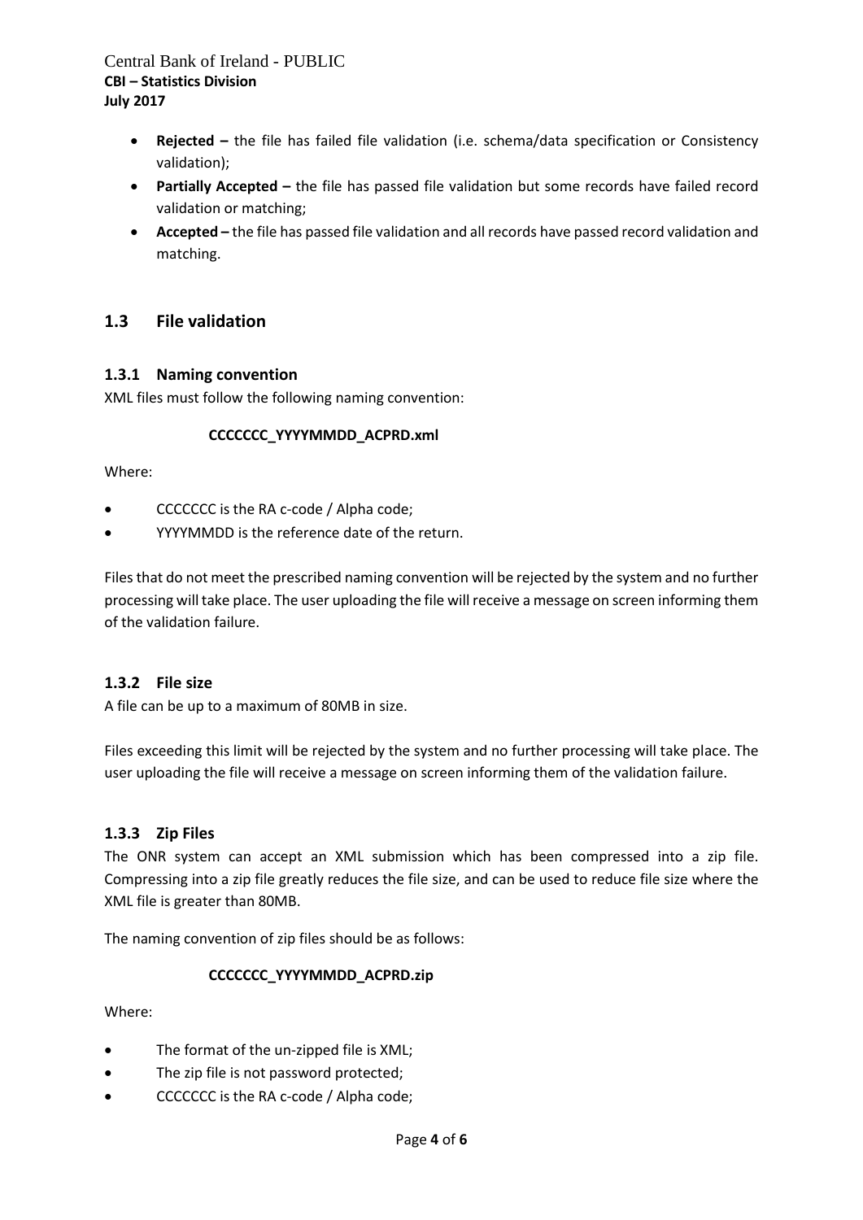- **Rejected –** the file has failed file validation (i.e. schema/data specification or Consistency validation);
- **Partially Accepted –** the file has passed file validation but some records have failed record validation or matching;
- **Accepted –** the file has passed file validation and all records have passed record validation and matching.

## 1.3 File validation

### 1.3.1 Naming convention

XML files must follow the following naming convention:

**CCCCCCC_YYYYMMDD_ACPRD.xml**

Where:

- CCCCCCC is the RA c-code / Alpha code;
- YYYYMMDD is the reference date of the return.

Files that do not meet the prescribed naming convention will be rejected by the system and no further processing will take place. The user uploading the file will receive a message on screen informing them of the validation failure.

### 1.3.2 File size

A file can be up to a maximum of 80MB in size.

Files exceeding this limit will be rejected by the system and no further processing will take place. The user uploading the file will receive a message on screen informing them of the validation failure.

### 1.3.3 Zip Files

The ONR system can accept an XML submission which has been compressed into a zip file. Compressing into a zip file greatly reduces the file size, and can be used to reduce file size where the XML file is greater than 80MB.

The naming convention of zip files should be as follows:

**CCCCCCC_YYYYMMDD_ACPRD.zip**

Where:

- The format of the un-zipped file is XML;
- The zip file is not password protected;
- CCCCCCC is the RA c-code / Alpha code;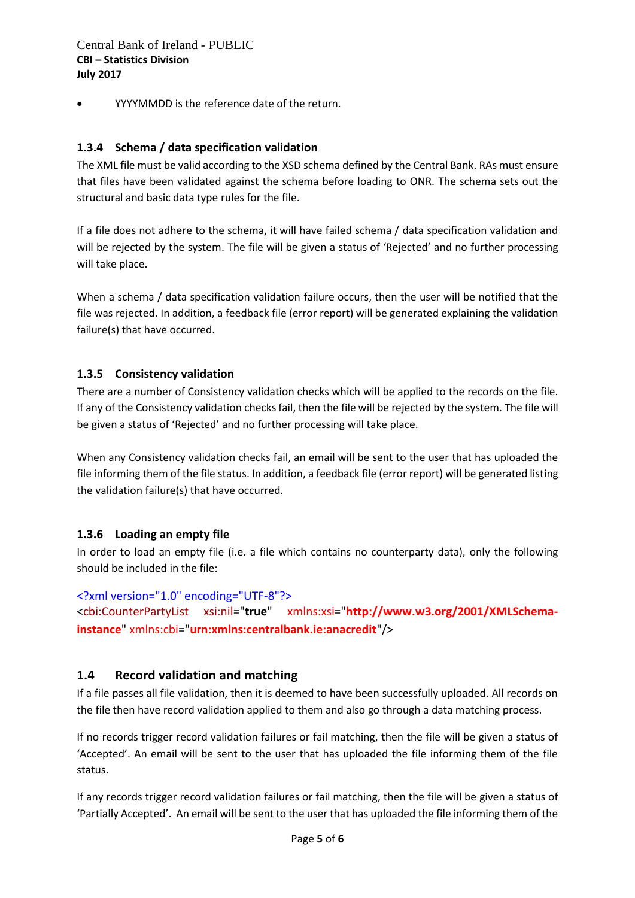- YYYYMMDD is the reference date of the return.

### 1.3.4 Schema / data specification validation

The XML file must be valid according to the XSD schema defined by the Central Bank. RAs must ensure that files have been validated against the schema before loading to ONR. The schema sets out the structural and basic data type rules for the file.

If a file does not adhere to the schema, it will have failed schema / data specification validation and will be rejected by the system. The file will be given a status of 'Rejected' and no further processing will take place.

When a schema / data specification validation failure occurs, then the user will be notified that the file was rejected. In addition, a feedback file (error report) will be generated explaining the validation failure(s) that have occurred.

### 1.3.5 Consistency validation

There are a number of Consistency validation checks which will be applied to the records on the file. If any of the Consistency validation checks fail, then the file will be rejected by the system. The file will be given a status of 'Rejected' and no further processing will take place.

When any Consistency validation checks fail, an email will be sent to the user that has uploaded the file informing them of the file status. In addition, a feedback file (error report) will be generated listing the validation failure(s) that have occurred.

### 1.3.6 Loading an empty file

In order to load an empty file (i.e. a file which contains no counterparty data), only the following should be included in the file:

```
<?xml version="1.0" encoding="UTF-8"?>
<cbi:CounterPartyList xsi:nil="true" xmlns:xsi="http://www.w3.org/2001/XMLSchema-instance" xmlns:cbi="urn:xmlns:centralbank.ie:anacredit"/>
```

## 1.4 Record validation and matching

If a file passes all file validation, then it is deemed to have been successfully uploaded. All records on the file then have record validation applied to them and also go through a data matching process.

If no records trigger record validation failures or fail matching, then the file will be given a status of 'Accepted'. An email will be sent to the user that has uploaded the file informing them of the file status.

If any records trigger record validation failures or fail matching, then the file will be given a status of 'Partially Accepted'. An email will be sent to the user that has uploaded the file informing them of the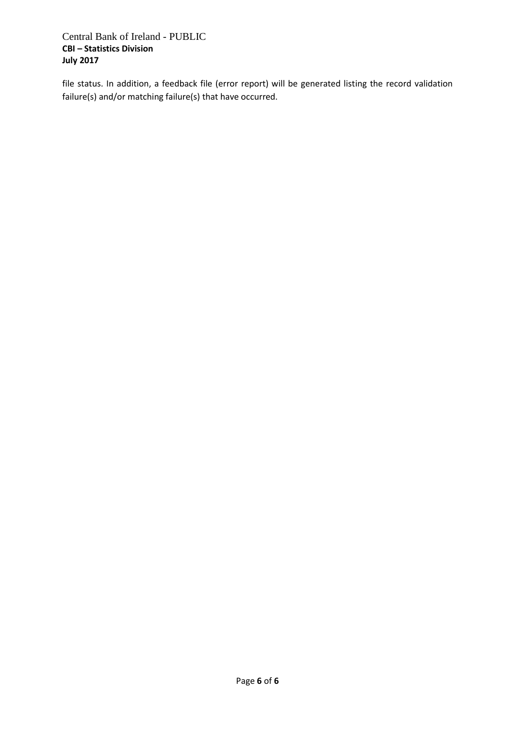file status. In addition, a feedback file (error report) will be generated listing the record validation failure(s) and/or matching failure(s) that have occurred.